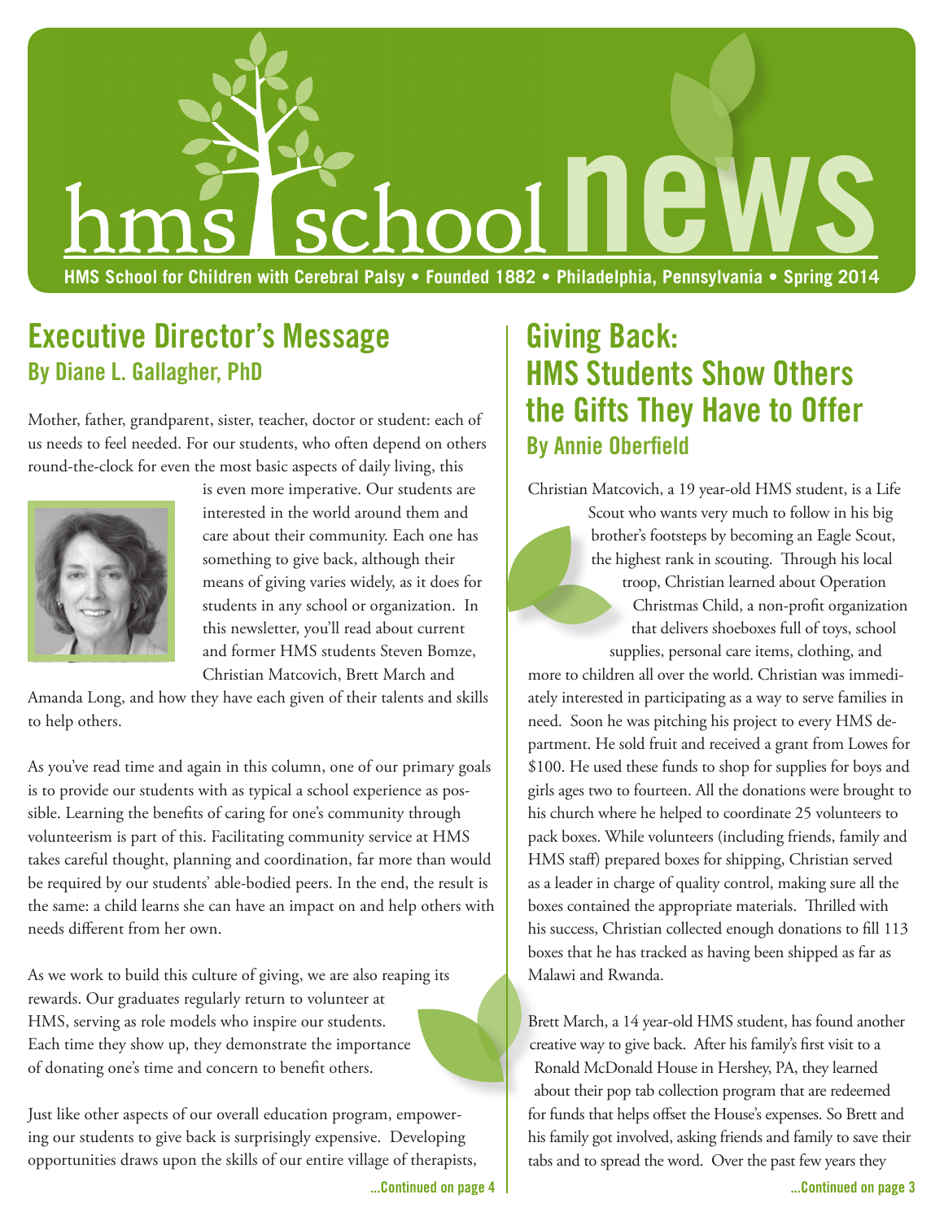# hms school news

**HMS School for Children with Cerebral Palsy • Founded 1882 • Philadelphia, Pennsylvania • Spring 2014**

## Executive Director's Message

### By Diane L. Gallagher, PhD

Mother, father, grandparent, sister, teacher, doctor or student: each of us needs to feel needed. For our students, who often depend on others round-the-clock for even the most basic aspects of daily living, this is even more imperative. Our students are interested in the world around them and care about their community. Each one has something to give back, although their means of giving varies widely, as it does for students in any school or organization. In this newsletter, you'll read about current and former HMS students Steven Bomze, Christian Matcovich, Brett March and Amanda Long, and how they have each given of their talents and skills to help others.

As you've read time and again in this column, one of our primary goals is to provide our students with as typical a school experience as possible. Learning the benefits of caring for one's community through volunteerism is part of this. Facilitating community service at HMS takes careful thought, planning and coordination, far more than would be required by our students' able-bodied peers. In the end, the result is the same: a child learns she can have an impact on and help others with needs different from her own.

As we work to build this culture of giving, we are also reaping its rewards. Our graduates regularly return to volunteer at HMS, serving as role models who inspire our students. Each time they show up, they demonstrate the importance of donating one's time and concern to benefit others.

Just like other aspects of our overall education program, empowering our students to give back is surprisingly expensive. Developing opportunities draws upon the skills of our entire village of therapists,

**...Continued on page 4**

## Giving Back: HMS Students Show Others the Gifts They Have to Offer

### By Annie Oberfield

Christian Matcovich, a 19 year-old HMS student, is a Life Scout who wants very much to follow in his big brother's footsteps by becoming an Eagle Scout, the highest rank in scouting. Through his local troop, Christian learned about Operation Christmas Child, a non-profit organization that delivers shoeboxes full of toys, school supplies, personal care items, clothing, and more to children all over the world. Christian was immediately interested in participating as a way to serve families in need. Soon he was pitching his project to every HMS department. He sold fruit and received a grant from Lowes for $100. He used these funds to shop for supplies for boys and girls ages two to fourteen. All the donations were brought to his church where he helped to coordinate 25 volunteers to pack boxes. While volunteers (including friends, family and HMS staff) prepared boxes for shipping, Christian served as a leader in charge of quality control, making sure all the boxes contained the appropriate materials. Thrilled with his success, Christian collected enough donations to fill 113 boxes that he has tracked as having been shipped as far as Malawi and Rwanda.

Brett March, a 14 year-old HMS student, has found another creative way to give back. After his family's first visit to a Ronald McDonald House in Hershey, PA, they learned about their pop tab collection program that are redeemed for funds that helps offset the House's expenses. So Brett and his family got involved, asking friends and family to save their tabs and to spread the word. Over the past few years they

**...Continued on page 3**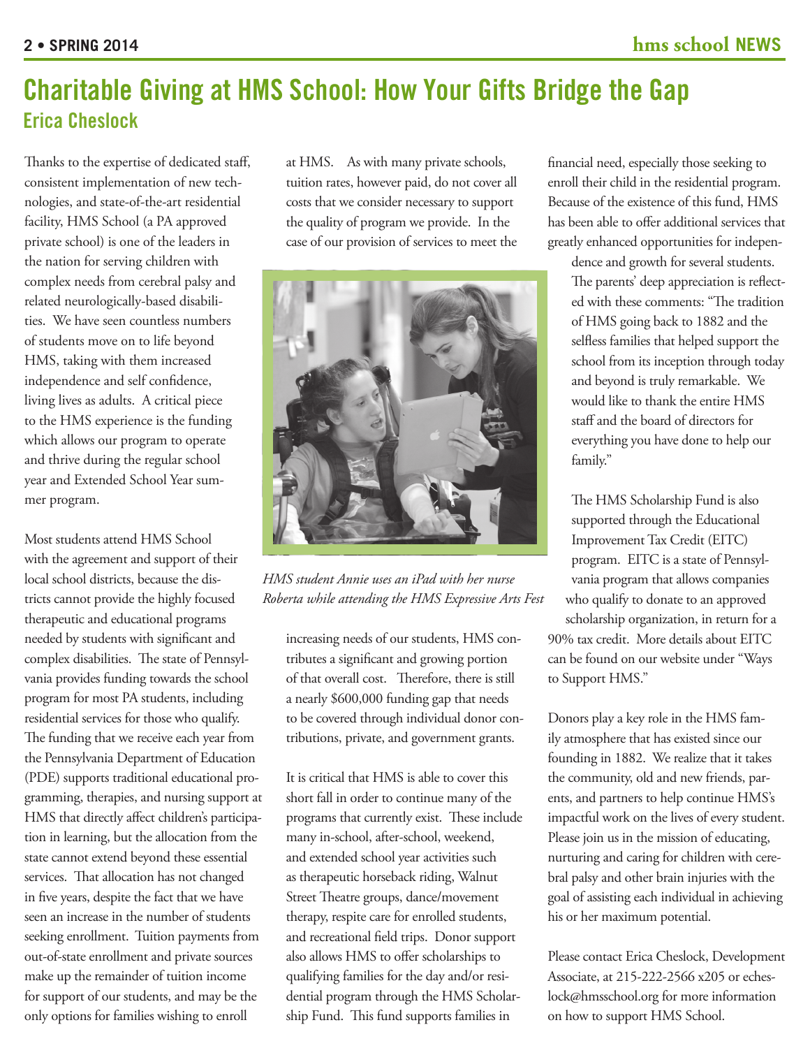# Charitable Giving at HMS School: How Your Gifts Bridge the Gap

## Erica Cheslock

Thanks to the expertise of dedicated staff, consistent implementation of new technologies, and state-of-the-art residential facility, HMS School (a PA approved private school) is one of the leaders in the nation for serving children with complex needs from cerebral palsy and related neurologically-based disabilities. We have seen countless numbers of students move on to life beyond HMS, taking with them increased independence and self confidence, living lives as adults. A critical piece to the HMS experience is the funding which allows our program to operate and thrive during the regular school year and Extended School Year summer program.

Most students attend HMS School with the agreement and support of their local school districts, because the districts cannot provide the highly focused therapeutic and educational programs needed by students with significant and complex disabilities. The state of Pennsylvania provides funding towards the school program for most PA students, including residential services for those who qualify. The funding that we receive each year from the Pennsylvania Department of Education (PDE) supports traditional educational programming, therapies, and nursing support at HMS that directly affect children's participation in learning, but the allocation from the state cannot extend beyond these essential services. That allocation has not changed in five years, despite the fact that we have seen an increase in the number of students seeking enrollment. Tuition payments from out-of-state enrollment and private sources make up the remainder of tuition income for support of our students, and may be the only options for families wishing to enroll at HMS. As with many private schools, tuition rates, however paid, do not cover all costs that we consider necessary to support the quality of program we provide. In the case of our provision of services to meet the increasing needs of our students, HMS contributes a significant and growing portion of that overall cost. Therefore, there is still a nearly $600,000 funding gap that needs to be covered through individual donor contributions, private, and government grants.

*HMS student Annie uses an iPad with her nurse Roberta while attending the HMS Expressive Arts Fest*

It is critical that HMS is able to cover this short fall in order to continue many of the programs that currently exist. These include many in-school, after-school, weekend, and extended school year activities such as therapeutic horseback riding, Walnut Street Theatre groups, dance/movement therapy, respite care for enrolled students, and recreational field trips. Donor support also allows HMS to offer scholarships to qualifying families for the day and/or residential program through the HMS Scholarship Fund. This fund supports families in financial need, especially those seeking to enroll their child in the residential program. Because of the existence of this fund, HMS has been able to offer additional services that greatly enhanced opportunities for independence and growth for several students. The parents' deep appreciation is reflected with these comments: "The tradition of HMS going back to 1882 and the selfless families that helped support the school from its inception through today and beyond is truly remarkable. We would like to thank the entire HMS staff and the board of directors for everything you have done to help our family."

The HMS Scholarship Fund is also supported through the Educational Improvement Tax Credit (EITC) program. EITC is a state of Pennsylvania program that allows companies who qualify to donate to an approved scholarship organization, in return for a 90% tax credit. More details about EITC can be found on our website under "Ways to Support HMS."

Donors play a key role in the HMS family atmosphere that has existed since our founding in 1882. We realize that it takes the community, old and new friends, parents, and partners to help continue HMS's impactful work on the lives of every student. Please join us in the mission of educating, nurturing and caring for children with cerebral palsy and other brain injuries with the goal of assisting each individual in achieving his or her maximum potential.

Please contact Erica Cheslock, Development Associate, at 215-222-2566 x205 or echeslock@hmsschool.org for more information on how to support HMS School.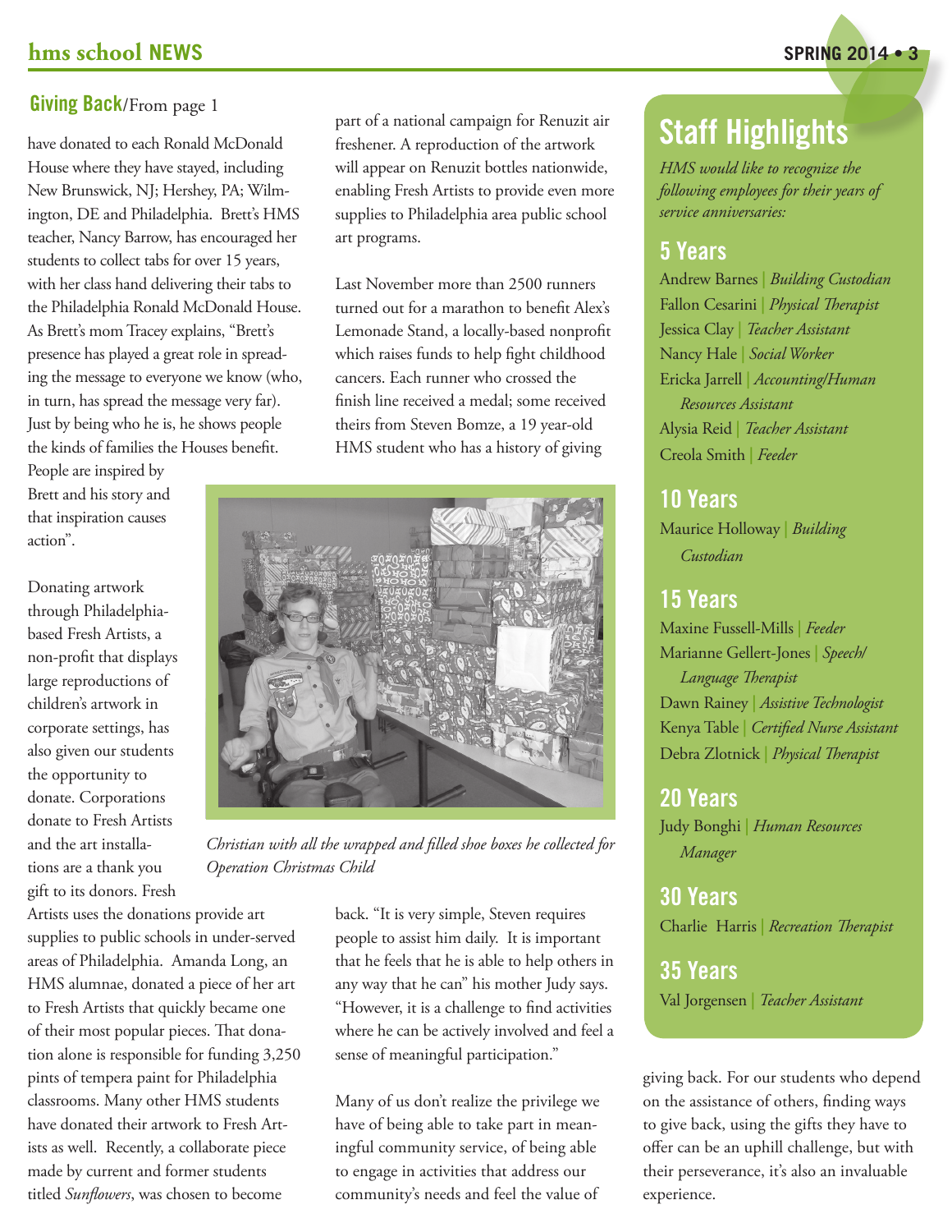## Giving Back/From page 1

have donated to each Ronald McDonald House where they have stayed, including New Brunswick, NJ; Hershey, PA; Wilmington, DE and Philadelphia. Brett's HMS teacher, Nancy Barrow, has encouraged her students to collect tabs for over 15 years, with her class hand delivering their tabs to the Philadelphia Ronald McDonald House. As Brett's mom Tracey explains, "Brett's presence has played a great role in spreading the message to everyone we know (who, in turn, has spread the message very far). Just by being who he is, he shows people the kinds of families the Houses benefit. People are inspired by Brett and his story and that inspiration causes action".

Donating artwork through Philadelphia-based Fresh Artists, a non-profit that displays large reproductions of children's artwork in corporate settings, has also given our students the opportunity to donate. Corporations donate to Fresh Artists and the art installations are a thank you gift to its donors. Fresh Artists uses the donations provide art supplies to public schools in under-served areas of Philadelphia. Amanda Long, an HMS alumnae, donated a piece of her art to Fresh Artists that quickly became one of their most popular pieces. That donation alone is responsible for funding 3,250 pints of tempera paint for Philadelphia classrooms. Many other HMS students have donated their artwork to Fresh Artists as well. Recently, a collaborate piece made by current and former students titled *Sunflowers*, was chosen to become part of a national campaign for Renuzit air freshener. A reproduction of the artwork will appear on Renuzit bottles nationwide, enabling Fresh Artists to provide even more supplies to Philadelphia area public school art programs.

Last November more than 2500 runners turned out for a marathon to benefit Alex's Lemonade Stand, a locally-based nonprofit which raises funds to help fight childhood cancers. Each runner who crossed the finish line received a medal; some received theirs from Steven Bomze, a 19 year-old HMS student who has a history of giving back. "It is very simple, Steven requires people to assist him daily. It is important that he feels that he is able to help others in any way that he can" his mother Judy says. "However, it is a challenge to find activities where he can be actively involved and feel a sense of meaningful participation."

*Christian with all the wrapped and filled shoe boxes he collected for Operation Christmas Child*

Many of us don't realize the privilege we have of being able to take part in meaningful community service, of being able to engage in activities that address our community's needs and feel the value of giving back. For our students who depend on the assistance of others, finding ways to give back, using the gifts they have to offer can be an uphill challenge, but with their perseverance, it's also an invaluable experience.

## Staff Highlights

*HMS would like to recognize the following employees for their years of service anniversaries:*

### 5 Years

Andrew Barnes | *Building Custodian*
Fallon Cesarini | *Physical Therapist*
Jessica Clay | *Teacher Assistant*
Nancy Hale | *Social Worker*
Ericka Jarrell | *Accounting/Human Resources Assistant*
Alysia Reid | *Teacher Assistant*
Creola Smith | *Feeder*

### 10 Years

Maurice Holloway | *Building Custodian*

### 15 Years

Maxine Fussell-Mills | *Feeder*
Marianne Gellert-Jones | *Speech/Language Therapist*
Dawn Rainey | *Assistive Technologist*
Kenya Table | *Certified Nurse Assistant*
Debra Zlotnick | *Physical Therapist*

### 20 Years

Judy Bonghi | *Human Resources Manager*

### 30 Years

Charlie Harris | *Recreation Therapist*

### 35 Years

Val Jorgensen | *Teacher Assistant*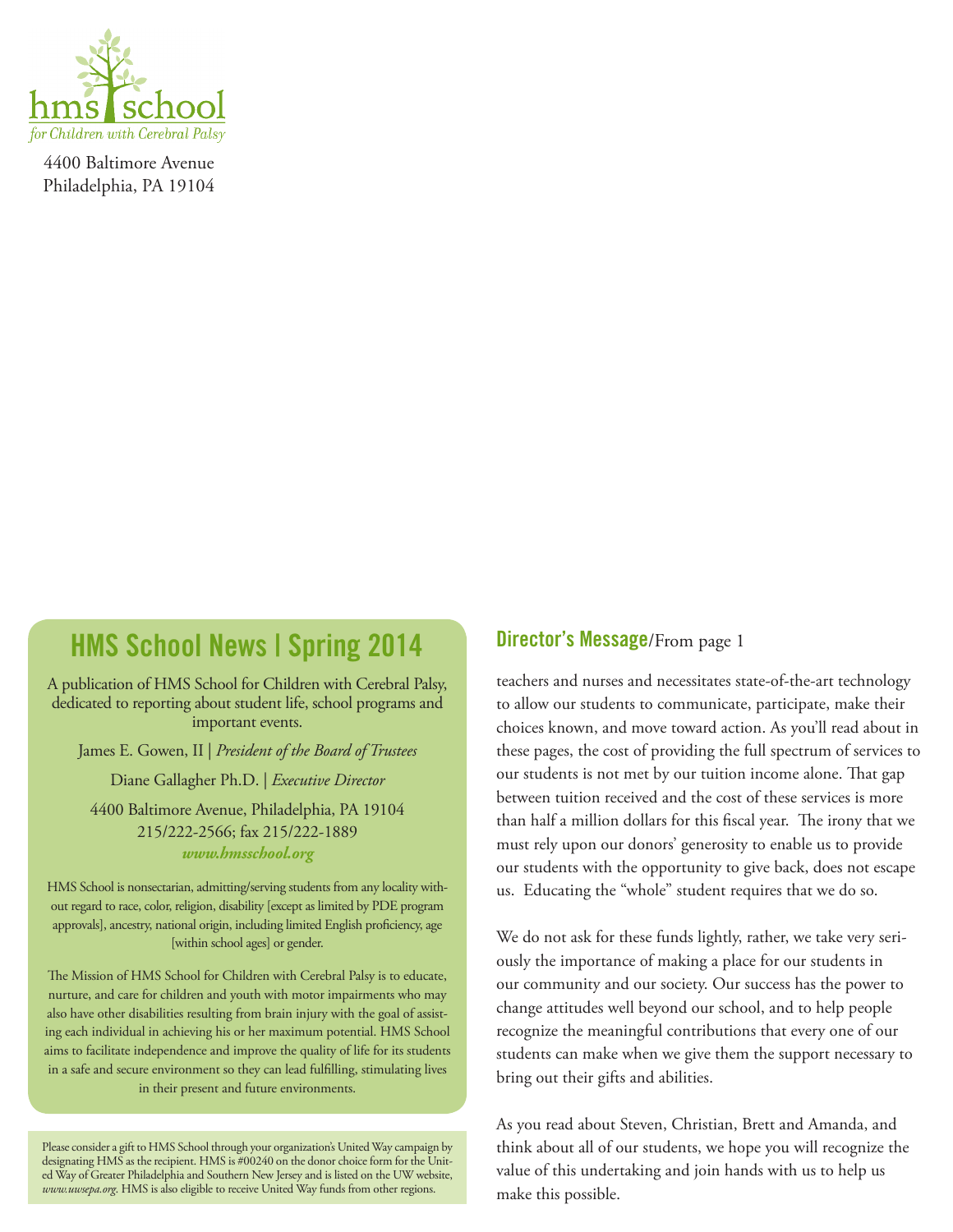hms school

*for Children with Cerebral Palsy*

4400 Baltimore Avenue
Philadelphia, PA 19104

## HMS School News | Spring 2014

A publication of HMS School for Children with Cerebral Palsy, dedicated to reporting about student life, school programs and important events.

James E. Gowen, II | *President of the Board of Trustees*

Diane Gallagher Ph.D. | *Executive Director*

4400 Baltimore Avenue, Philadelphia, PA 19104
215/222-2566; fax 215/222-1889
***www.hmsschool.org***

HMS School is nonsectarian, admitting/serving students from any locality without regard to race, color, religion, disability [except as limited by PDE program approvals], ancestry, national origin, including limited English proficiency, age [within school ages] or gender.

The Mission of HMS School for Children with Cerebral Palsy is to educate, nurture, and care for children and youth with motor impairments who may also have other disabilities resulting from brain injury with the goal of assisting each individual in achieving his or her maximum potential. HMS School aims to facilitate independence and improve the quality of life for its students in a safe and secure environment so they can lead fulfilling, stimulating lives in their present and future environments.

Please consider a gift to HMS School through your organization's United Way campaign by designating HMS as the recipient. HMS is #00240 on the donor choice form for the United Way of Greater Philadelphia and Southern New Jersey and is listed on the UW website, *www.uwsepa.org*. HMS is also eligible to receive United Way funds from other regions.

## Director's Message/From page 1

teachers and nurses and necessitates state-of-the-art technology to allow our students to communicate, participate, make their choices known, and move toward action. As you'll read about in these pages, the cost of providing the full spectrum of services to our students is not met by our tuition income alone. That gap between tuition received and the cost of these services is more than half a million dollars for this fiscal year. The irony that we must rely upon our donors' generosity to enable us to provide our students with the opportunity to give back, does not escape us. Educating the "whole" student requires that we do so.

We do not ask for these funds lightly, rather, we take very seriously the importance of making a place for our students in our community and our society. Our success has the power to change attitudes well beyond our school, and to help people recognize the meaningful contributions that every one of our students can make when we give them the support necessary to bring out their gifts and abilities.

As you read about Steven, Christian, Brett and Amanda, and think about all of our students, we hope you will recognize the value of this undertaking and join hands with us to help us make this possible.